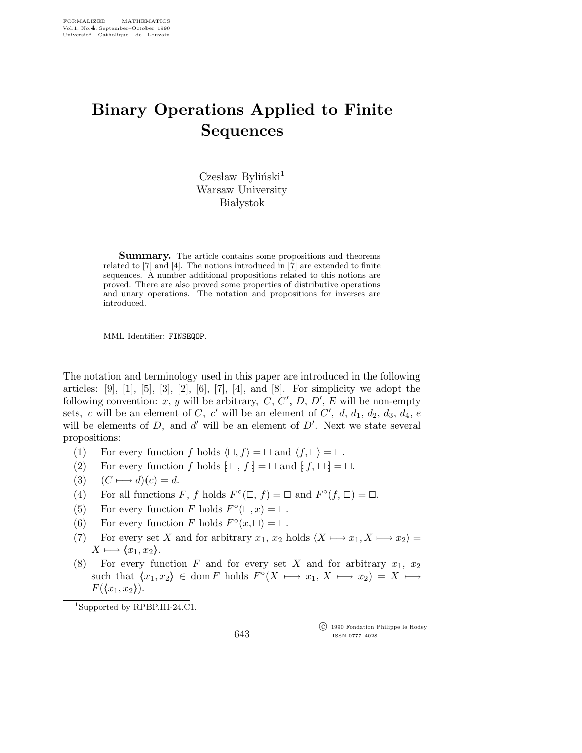FORMALIZED MATHEMATICS
Vol.1, No.4, September–October 1990
Université Catholique de Louvain

# Binary Operations Applied to Finite Sequences

Czesław Byliński[1]
Warsaw University
Białystok

**Summary.** The article contains some propositions and theorems related to [7] and [4]. The notions introduced in [7] are extended to finite sequences. A number additional propositions related to this notions are proved. There are also proved some properties of distributive operations and unary operations. The notation and propositions for inverses are introduced.

MML Identifier: FINSEQOP.

The notation and terminology used in this paper are introduced in the following articles: [9], [1], [5], [3], [2], [6], [7], [4], and [8]. For simplicity we adopt the following convention: $x$, $y$ will be arbitrary, $C$, $C'$, $D$, $D'$, $E$ will be non-empty sets, $c$ will be an element of $C$, $c'$ will be an element of $C'$, $d$, $d_1$, $d_2$, $d_3$, $d_4$, $e$ will be elements of $D$, and $d'$ will be an element of $D'$. Next we state several propositions:

(1) For every function $f$ holds $\langle \square, f \rangle = \square$ and $\langle f, \square \rangle = \square$.

(2) For every function $f$ holds $[\![ \square, f ]\!] = \square$ and $[\![ f, \square ]\!] = \square$.

(3) $(C \longmapsto d)(c) = d$.

(4) For all functions $F$, $f$ holds $F^\circ(\square, f) = \square$ and $F^\circ(f, \square) = \square$.

(5) For every function $F$ holds $F^\circ(\square, x) = \square$.

(6) For every function $F$ holds $F^\circ(x, \square) = \square$.

(7) For every set $X$ and for arbitrary $x_1$, $x_2$ holds $\langle X \longmapsto x_1, X \longmapsto x_2 \rangle = X \longmapsto \langle x_1, x_2 \rangle$.

(8) For every function $F$ and for every set $X$ and for arbitrary $x_1$, $x_2$ such that $\langle x_1, x_2 \rangle \in \operatorname{dom} F$ holds $F^\circ(X \longmapsto x_1, X \longmapsto x_2) = X \longmapsto F(\langle x_1, x_2 \rangle)$.

[1]Supported by RPBP.III-24.C1.

© 1990 Fondation Philippe le Hodey
ISSN 0777–4028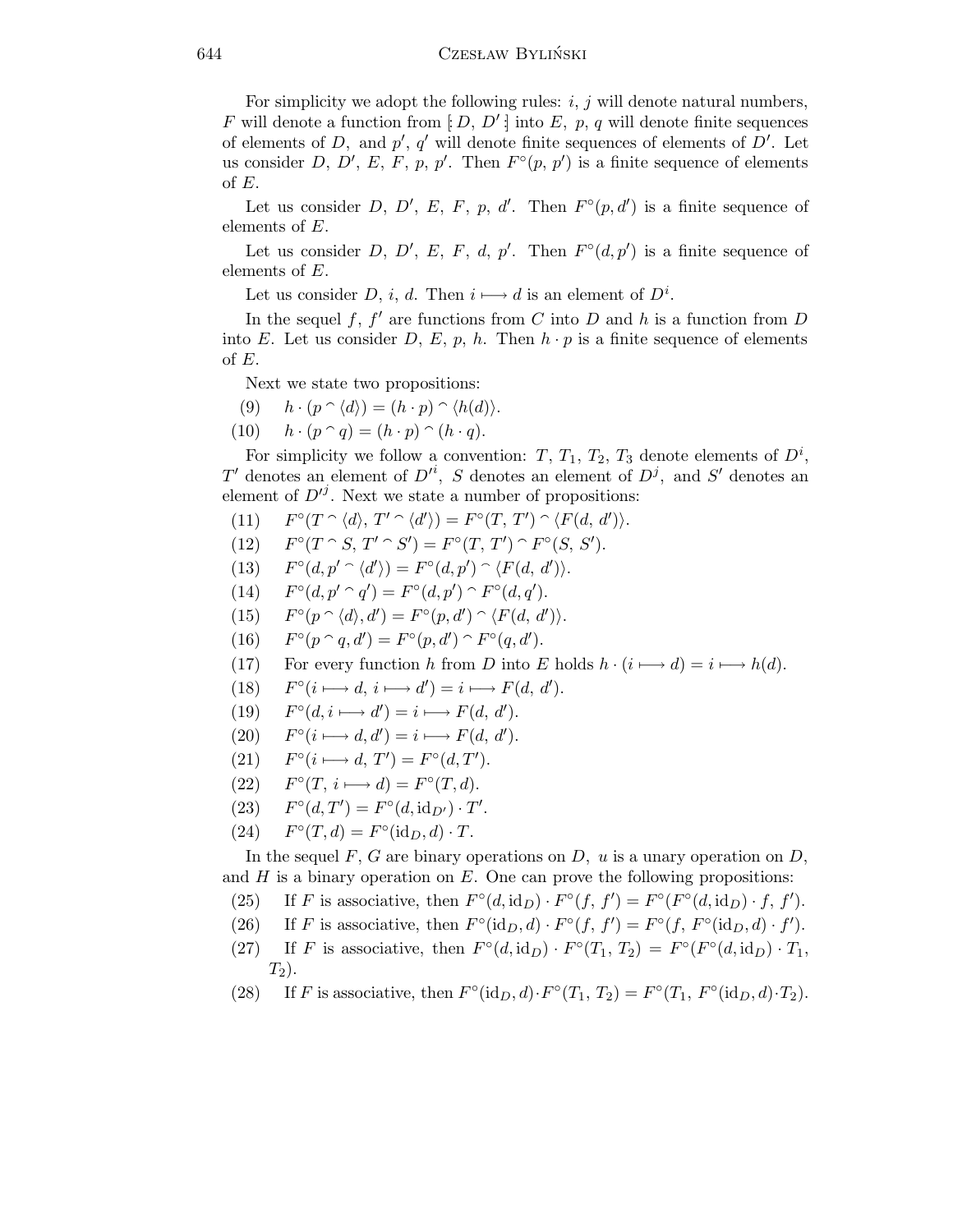For simplicity we adopt the following rules: $i$, $j$ will denote natural numbers, $F$ will denote a function from $[\!: D, D' :\!]$ into $E$, $p$, $q$ will denote finite sequences of elements of $D$, and $p'$, $q'$ will denote finite sequences of elements of $D'$. Let us consider $D$, $D'$, $E$, $F$, $p$, $p'$. Then $F^{\circ}(p, p')$ is a finite sequence of elements of $E$.

Let us consider $D$, $D'$, $E$, $F$, $p$, $d'$. Then $F^{\circ}(p, d')$ is a finite sequence of elements of $E$.

Let us consider $D$, $D'$, $E$, $F$, $d$, $p'$. Then $F^{\circ}(d, p')$ is a finite sequence of elements of $E$.

Let us consider $D$, $i$, $d$. Then $i \longmapsto d$ is an element of $D^i$.

In the sequel $f$, $f'$ are functions from $C$ into $D$ and $h$ is a function from $D$ into $E$. Let us consider $D$, $E$, $p$, $h$. Then $h \cdot p$ is a finite sequence of elements of $E$.

Next we state two propositions:

(9) $h \cdot (p \frown \langle d \rangle) = (h \cdot p) \frown \langle h(d) \rangle$.

(10) $h \cdot (p \frown q) = (h \cdot p) \frown (h \cdot q)$.

For simplicity we follow a convention: $T$, $T_1$, $T_2$, $T_3$ denote elements of $D^i$, $T'$ denotes an element of $D'^i$, $S$ denotes an element of $D^j$, and $S'$ denotes an element of $D'^j$. Next we state a number of propositions:

(11) $F^{\circ}(T \frown \langle d \rangle, T' \frown \langle d' \rangle) = F^{\circ}(T, T') \frown \langle F(d, d') \rangle$.

(12) $F^{\circ}(T \frown S, T' \frown S') = F^{\circ}(T, T') \frown F^{\circ}(S, S')$.

(13) $F^{\circ}(d, p' \frown \langle d' \rangle) = F^{\circ}(d, p') \frown \langle F(d, d') \rangle$.

(14) $F^{\circ}(d, p' \frown q') = F^{\circ}(d, p') \frown F^{\circ}(d, q')$.

(15) $F^{\circ}(p \frown \langle d \rangle, d') = F^{\circ}(p, d') \frown \langle F(d, d') \rangle$.

(16) $F^{\circ}(p \frown q, d') = F^{\circ}(p, d') \frown F^{\circ}(q, d')$.

(17) For every function $h$ from $D$ into $E$ holds $h \cdot (i \longmapsto d) = i \longmapsto h(d)$.

(18) $F^{\circ}(i \longmapsto d, i \longmapsto d') = i \longmapsto F(d, d')$.

(19) $F^{\circ}(d, i \longmapsto d') = i \longmapsto F(d, d')$.

(20) $F^{\circ}(i \longmapsto d, d') = i \longmapsto F(d, d')$.

(21) $F^{\circ}(i \longmapsto d, T') = F^{\circ}(d, T')$.

(22) $F^{\circ}(T, i \longmapsto d) = F^{\circ}(T, d)$.

(23) $F^{\circ}(d, T') = F^{\circ}(d, \mathrm{id}_{D'}) \cdot T'$.

(24) $F^{\circ}(T, d) = F^{\circ}(\mathrm{id}_D, d) \cdot T$.

In the sequel $F$, $G$ are binary operations on $D$, $u$ is a unary operation on $D$, and $H$ is a binary operation on $E$. One can prove the following propositions:

(25) If $F$ is associative, then $F^{\circ}(d, \mathrm{id}_D) \cdot F^{\circ}(f, f') = F^{\circ}(F^{\circ}(d, \mathrm{id}_D) \cdot f, f')$.

(26) If $F$ is associative, then $F^{\circ}(\mathrm{id}_D, d) \cdot F^{\circ}(f, f') = F^{\circ}(f, F^{\circ}(\mathrm{id}_D, d) \cdot f')$.

(27) If $F$ is associative, then $F^{\circ}(d, \mathrm{id}_D) \cdot F^{\circ}(T_1, T_2) = F^{\circ}(F^{\circ}(d, \mathrm{id}_D) \cdot T_1, T_2)$.

(28) If $F$ is associative, then $F^{\circ}(\mathrm{id}_D, d) \cdot F^{\circ}(T_1, T_2) = F^{\circ}(T_1, F^{\circ}(\mathrm{id}_D, d) \cdot T_2)$.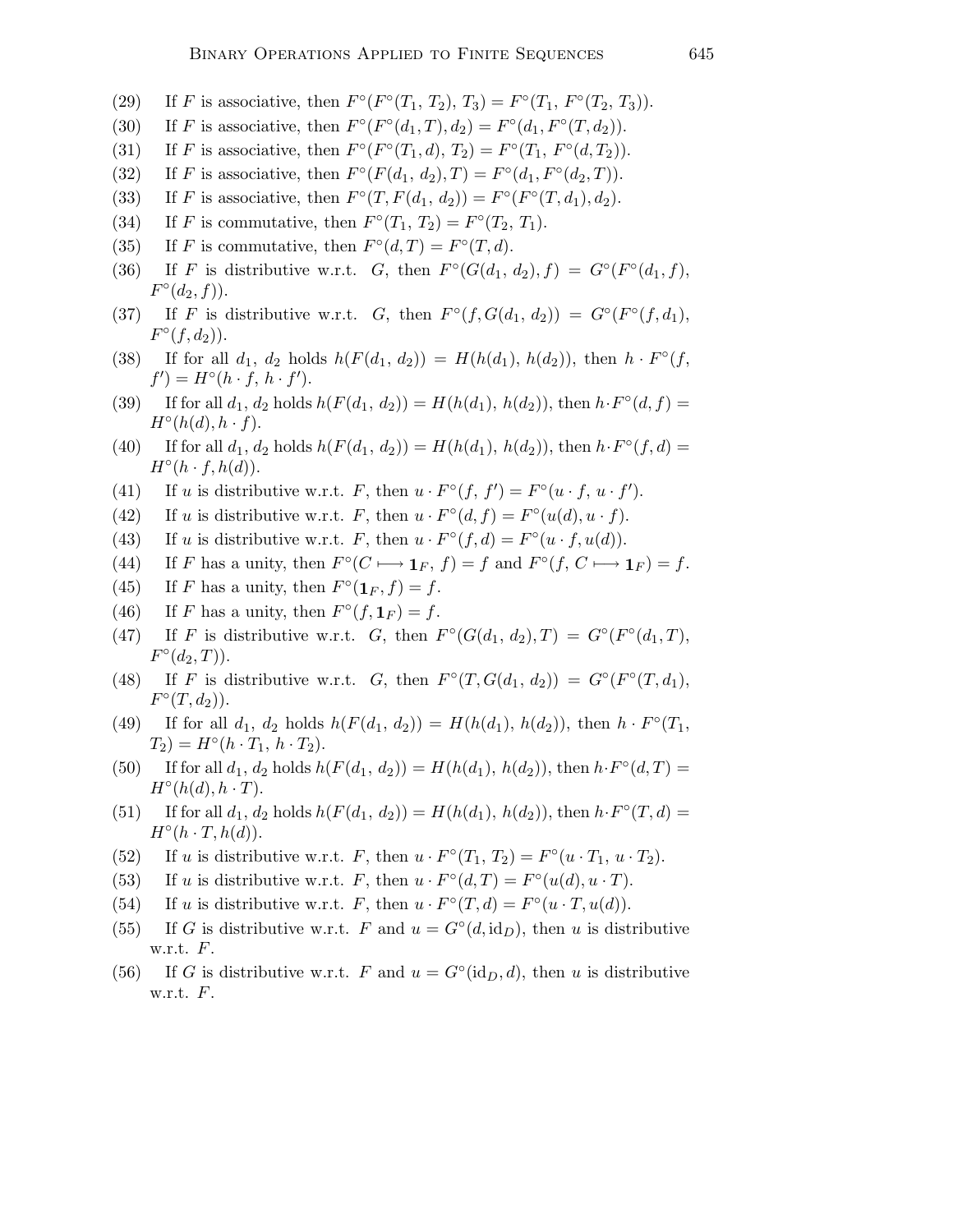(29) If $F$ is associative, then $F^{\circ}(F^{\circ}(T_1, T_2), T_3) = F^{\circ}(T_1, F^{\circ}(T_2, T_3))$.

(30) If $F$ is associative, then $F^{\circ}(F^{\circ}(d_1, T), d_2) = F^{\circ}(d_1, F^{\circ}(T, d_2))$.

(31) If $F$ is associative, then $F^{\circ}(F^{\circ}(T_1, d), T_2) = F^{\circ}(T_1, F^{\circ}(d, T_2))$.

(32) If $F$ is associative, then $F^{\circ}(F(d_1, d_2), T) = F^{\circ}(d_1, F^{\circ}(d_2, T))$.

(33) If $F$ is associative, then $F^{\circ}(T, F(d_1, d_2)) = F^{\circ}(F^{\circ}(T, d_1), d_2)$.

(34) If $F$ is commutative, then $F^{\circ}(T_1, T_2) = F^{\circ}(T_2, T_1)$.

(35) If $F$ is commutative, then $F^{\circ}(d, T) = F^{\circ}(T, d)$.

(36) If $F$ is distributive w.r.t. $G$, then $F^{\circ}(G(d_1, d_2), f) = G^{\circ}(F^{\circ}(d_1, f), F^{\circ}(d_2, f))$.

(37) If $F$ is distributive w.r.t. $G$, then $F^{\circ}(f, G(d_1, d_2)) = G^{\circ}(F^{\circ}(f, d_1), F^{\circ}(f, d_2))$.

(38) If for all $d_1$, $d_2$ holds $h(F(d_1, d_2)) = H(h(d_1), h(d_2))$, then $h \cdot F^{\circ}(f, f') = H^{\circ}(h \cdot f, h \cdot f')$.

(39) If for all $d_1$, $d_2$ holds $h(F(d_1, d_2)) = H(h(d_1), h(d_2))$, then $h \cdot F^{\circ}(d, f) = H^{\circ}(h(d), h \cdot f)$.

(40) If for all $d_1$, $d_2$ holds $h(F(d_1, d_2)) = H(h(d_1), h(d_2))$, then $h \cdot F^{\circ}(f, d) = H^{\circ}(h \cdot f, h(d))$.

(41) If $u$ is distributive w.r.t. $F$, then $u \cdot F^{\circ}(f, f') = F^{\circ}(u \cdot f, u \cdot f')$.

(42) If $u$ is distributive w.r.t. $F$, then $u \cdot F^{\circ}(d, f) = F^{\circ}(u(d), u \cdot f)$.

(43) If $u$ is distributive w.r.t. $F$, then $u \cdot F^{\circ}(f, d) = F^{\circ}(u \cdot f, u(d))$.

(44) If $F$ has a unity, then $F^{\circ}(C \longmapsto \mathbf{1}_F, f) = f$ and $F^{\circ}(f, C \longmapsto \mathbf{1}_F) = f$.

(45) If $F$ has a unity, then $F^{\circ}(\mathbf{1}_F, f) = f$.

(46) If $F$ has a unity, then $F^{\circ}(f, \mathbf{1}_F) = f$.

(47) If $F$ is distributive w.r.t. $G$, then $F^{\circ}(G(d_1, d_2), T) = G^{\circ}(F^{\circ}(d_1, T), F^{\circ}(d_2, T))$.

(48) If $F$ is distributive w.r.t. $G$, then $F^{\circ}(T, G(d_1, d_2)) = G^{\circ}(F^{\circ}(T, d_1), F^{\circ}(T, d_2))$.

(49) If for all $d_1$, $d_2$ holds $h(F(d_1, d_2)) = H(h(d_1), h(d_2))$, then $h \cdot F^{\circ}(T_1, T_2) = H^{\circ}(h \cdot T_1, h \cdot T_2)$.

(50) If for all $d_1$, $d_2$ holds $h(F(d_1, d_2)) = H(h(d_1), h(d_2))$, then $h \cdot F^{\circ}(d, T) = H^{\circ}(h(d), h \cdot T)$.

(51) If for all $d_1$, $d_2$ holds $h(F(d_1, d_2)) = H(h(d_1), h(d_2))$, then $h \cdot F^{\circ}(T, d) = H^{\circ}(h \cdot T, h(d))$.

(52) If $u$ is distributive w.r.t. $F$, then $u \cdot F^{\circ}(T_1, T_2) = F^{\circ}(u \cdot T_1, u \cdot T_2)$.

(53) If $u$ is distributive w.r.t. $F$, then $u \cdot F^{\circ}(d, T) = F^{\circ}(u(d), u \cdot T)$.

(54) If $u$ is distributive w.r.t. $F$, then $u \cdot F^{\circ}(T, d) = F^{\circ}(u \cdot T, u(d))$.

(55) If $G$ is distributive w.r.t. $F$ and $u = G^{\circ}(d, \mathrm{id}_D)$, then $u$ is distributive w.r.t. $F$.

(56) If $G$ is distributive w.r.t. $F$ and $u = G^{\circ}(\mathrm{id}_D, d)$, then $u$ is distributive w.r.t. $F$.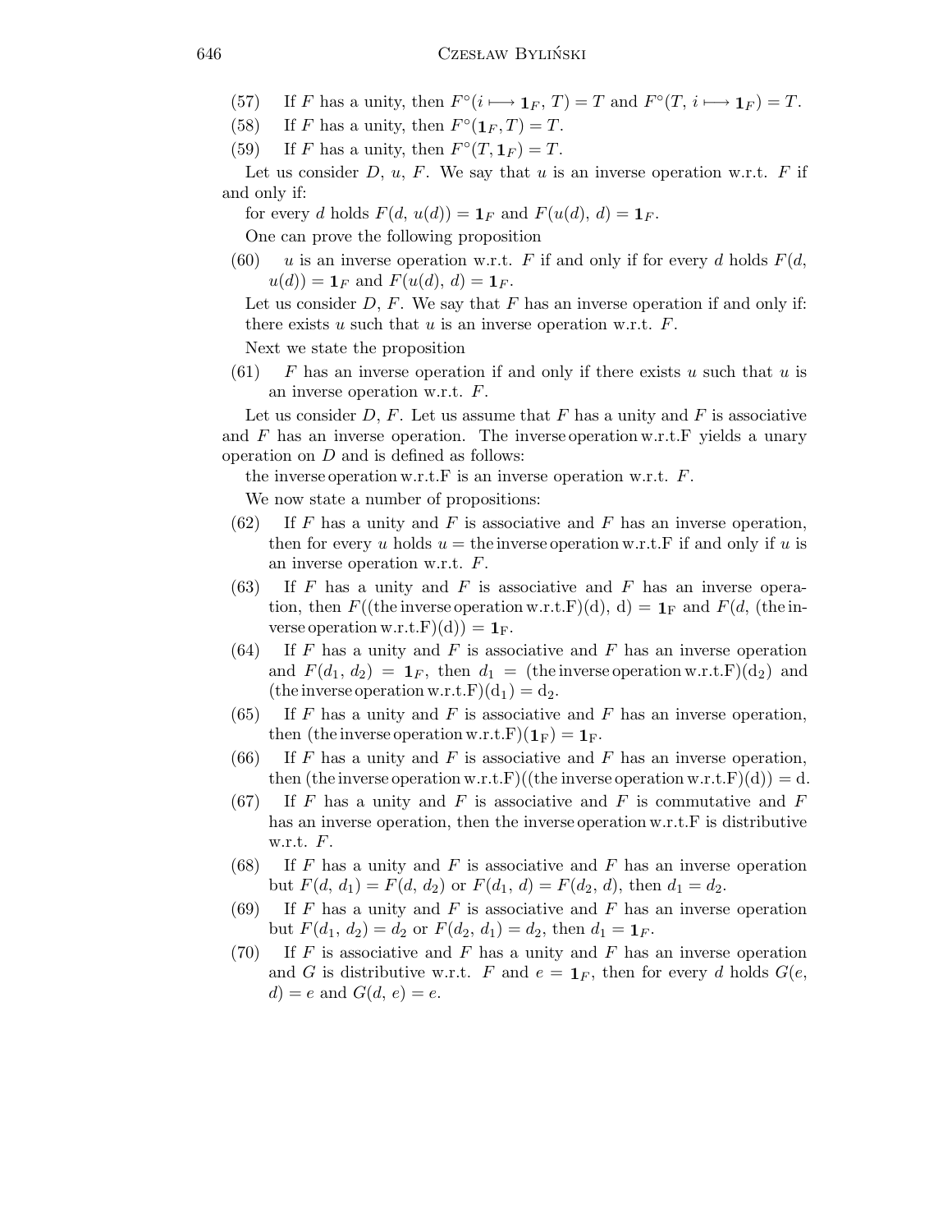(57) If $F$ has a unity, then $F^{\circ}(i \longmapsto \mathbf{1}_F, T) = T$ and $F^{\circ}(T, i \longmapsto \mathbf{1}_F) = T$.

(58) If $F$ has a unity, then $F^{\circ}(\mathbf{1}_F, T) = T$.

(59) If $F$ has a unity, then $F^{\circ}(T, \mathbf{1}_F) = T$.

Let us consider $D$, $u$, $F$. We say that $u$ is an inverse operation w.r.t. $F$ if and only if:

for every $d$ holds $F(d, u(d)) = \mathbf{1}_F$ and $F(u(d), d) = \mathbf{1}_F$.

One can prove the following proposition

(60) $u$ is an inverse operation w.r.t. $F$ if and only if for every $d$ holds $F(d, u(d)) = \mathbf{1}_F$ and $F(u(d), d) = \mathbf{1}_F$.

Let us consider $D$, $F$. We say that $F$ has an inverse operation if and only if: there exists $u$ such that $u$ is an inverse operation w.r.t. $F$.

Next we state the proposition

(61) $F$ has an inverse operation if and only if there exists $u$ such that $u$ is an inverse operation w.r.t. $F$.

Let us consider $D$, $F$. Let us assume that $F$ has a unity and $F$ is associative and $F$ has an inverse operation. The inverse operation w.r.t.F yields a unary operation on $D$ and is defined as follows:

the inverse operation w.r.t.F is an inverse operation w.r.t. $F$.

We now state a number of propositions:

(62) If $F$ has a unity and $F$ is associative and $F$ has an inverse operation, then for every $u$ holds $u =$ the inverse operation w.r.t.F if and only if $u$ is an inverse operation w.r.t. $F$.

(63) If $F$ has a unity and $F$ is associative and $F$ has an inverse operation, then $F(($the inverse operation w.r.t.F$)(d), d) = \mathbf{1}_F$ and $F(d, ($the inverse operation w.r.t.F$)(d)) = \mathbf{1}_F$.

(64) If $F$ has a unity and $F$ is associative and $F$ has an inverse operation and $F(d_1, d_2) = \mathbf{1}_F$, then $d_1 = ($the inverse operation w.r.t.F$)(d_2)$ and $($the inverse operation w.r.t.F$)(d_1) = d_2$.

(65) If $F$ has a unity and $F$ is associative and $F$ has an inverse operation, then $($the inverse operation w.r.t.F$)(\mathbf{1}_F) = \mathbf{1}_F$.

(66) If $F$ has a unity and $F$ is associative and $F$ has an inverse operation, then $($the inverse operation w.r.t.F$)(($the inverse operation w.r.t.F$)(d)) = d$.

(67) If $F$ has a unity and $F$ is associative and $F$ is commutative and $F$ has an inverse operation, then the inverse operation w.r.t.F is distributive w.r.t. $F$.

(68) If $F$ has a unity and $F$ is associative and $F$ has an inverse operation but $F(d, d_1) = F(d, d_2)$ or $F(d_1, d) = F(d_2, d)$, then $d_1 = d_2$.

(69) If $F$ has a unity and $F$ is associative and $F$ has an inverse operation but $F(d_1, d_2) = d_2$ or $F(d_2, d_1) = d_2$, then $d_1 = \mathbf{1}_F$.

(70) If $F$ is associative and $F$ has a unity and $F$ has an inverse operation and $G$ is distributive w.r.t. $F$ and $e = \mathbf{1}_F$, then for every $d$ holds $G(e, d) = e$ and $G(d, e) = e$.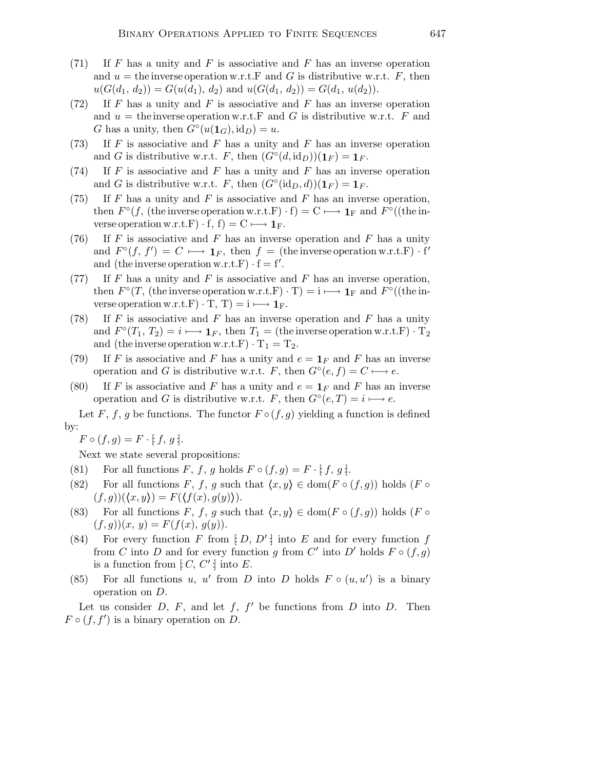(71) If $F$ has a unity and $F$ is associative and $F$ has an inverse operation and $u =$ the inverse operation w.r.t.F and $G$ is distributive w.r.t. $F$, then $u(G(d_1, d_2)) = G(u(d_1), d_2)$ and $u(G(d_1, d_2)) = G(d_1, u(d_2))$.

(72) If $F$ has a unity and $F$ is associative and $F$ has an inverse operation and $u =$ the inverse operation w.r.t.F and $G$ is distributive w.r.t. $F$ and $G$ has a unity, then $G^{\circ}(u(\mathbf{1}_G), \mathrm{id}_D) = u$.

(73) If $F$ is associative and $F$ has a unity and $F$ has an inverse operation and $G$ is distributive w.r.t. $F$, then $(G^{\circ}(d, \mathrm{id}_D))(\mathbf{1}_F) = \mathbf{1}_F$.

(74) If $F$ is associative and $F$ has a unity and $F$ has an inverse operation and $G$ is distributive w.r.t. $F$, then $(G^{\circ}(\mathrm{id}_D, d))(\mathbf{1}_F) = \mathbf{1}_F$.

(75) If $F$ has a unity and $F$ is associative and $F$ has an inverse operation, then $F^{\circ}(f, (\text{the inverse operation w.r.t.F}) \cdot \mathrm{f}) = \mathrm{C} \longmapsto \mathbf{1}_{\mathrm{F}}$ and $F^{\circ}((\text{the inverse operation w.r.t.F}) \cdot \mathrm{f}, \mathrm{f}) = \mathrm{C} \longmapsto \mathbf{1}_{\mathrm{F}}$.

(76) If $F$ is associative and $F$ has an inverse operation and $F$ has a unity and $F^{\circ}(f, f') = C \longmapsto \mathbf{1}_F$, then $f = (\text{the inverse operation w.r.t.F}) \cdot \mathrm{f}'$ and $(\text{the inverse operation w.r.t.F}) \cdot \mathrm{f} = \mathrm{f}'$.

(77) If $F$ has a unity and $F$ is associative and $F$ has an inverse operation, then $F^{\circ}(T, (\text{the inverse operation w.r.t.F}) \cdot \mathrm{T}) = \mathrm{i} \longmapsto \mathbf{1}_{\mathrm{F}}$ and $F^{\circ}((\text{the inverse operation w.r.t.F}) \cdot \mathrm{T}, \mathrm{T}) = \mathrm{i} \longmapsto \mathbf{1}_{\mathrm{F}}$.

(78) If $F$ is associative and $F$ has an inverse operation and $F$ has a unity and $F^{\circ}(T_1, T_2) = i \longmapsto \mathbf{1}_F$, then $T_1 = (\text{the inverse operation w.r.t.F}) \cdot \mathrm{T}_2$ and $(\text{the inverse operation w.r.t.F}) \cdot \mathrm{T}_1 = \mathrm{T}_2$.

(79) If $F$ is associative and $F$ has a unity and $e = \mathbf{1}_F$ and $F$ has an inverse operation and $G$ is distributive w.r.t. $F$, then $G^{\circ}(e, f) = C \longmapsto e$.

(80) If $F$ is associative and $F$ has a unity and $e = \mathbf{1}_F$ and $F$ has an inverse operation and $G$ is distributive w.r.t. $F$, then $G^{\circ}(e, T) = i \longmapsto e$.

Let $F$, $f$, $g$ be functions. The functor $F \circ (f, g)$ yielding a function is defined by:

$F \circ (f, g) = F \cdot [\!: f, g :\!]$.

Next we state several propositions:

(81) For all functions $F$, $f$, $g$ holds $F \circ (f, g) = F \cdot [\!: f, g :\!]$.

(82) For all functions $F$, $f$, $g$ such that $\langle x, y \rangle \in \mathrm{dom}(F \circ (f, g))$ holds $(F \circ (f, g))(\langle x, y \rangle) = F(\langle f(x), g(y) \rangle)$.

(83) For all functions $F$, $f$, $g$ such that $\langle x, y \rangle \in \mathrm{dom}(F \circ (f, g))$ holds $(F \circ (f, g))(x, y) = F(f(x), g(y))$.

(84) For every function $F$ from $[\!: D, D' :\!]$ into $E$ and for every function $f$ from $C$ into $D$ and for every function $g$ from $C'$ into $D'$ holds $F \circ (f, g)$ is a function from $[\!: C, C' :\!]$ into $E$.

(85) For all functions $u$, $u'$ from $D$ into $D$ holds $F \circ (u, u')$ is a binary operation on $D$.

Let us consider $D$, $F$, and let $f$, $f'$ be functions from $D$ into $D$. Then $F \circ (f, f')$ is a binary operation on $D$.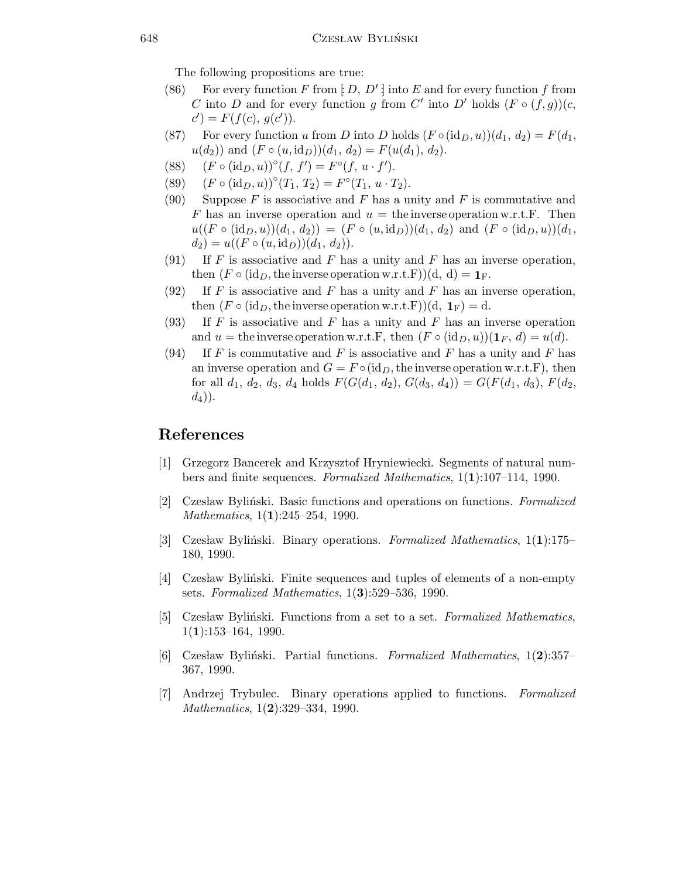The following propositions are true:

(86) For every function $F$ from $[\!: D, D' :\!]$ into $E$ and for every function $f$ from $C$ into $D$ and for every function $g$ from $C'$ into $D'$ holds $(F \circ (f, g))(c, c') = F(f(c), g(c'))$.

(87) For every function $u$ from $D$ into $D$ holds $(F \circ (\mathrm{id}_D, u))(d_1, d_2) = F(d_1, u(d_2))$ and $(F \circ (u, \mathrm{id}_D))(d_1, d_2) = F(u(d_1), d_2)$.

(88) $(F \circ (\mathrm{id}_D, u))^{\circ}(f, f') = F^{\circ}(f, u \cdot f')$.

(89) $(F \circ (\mathrm{id}_D, u))^{\circ}(T_1, T_2) = F^{\circ}(T_1, u \cdot T_2)$.

(90) Suppose $F$ is associative and $F$ has a unity and $F$ is commutative and $F$ has an inverse operation and $u = \text{the inverse operation w.r.t.F}$. Then $u((F \circ (\mathrm{id}_D, u))(d_1, d_2)) = (F \circ (u, \mathrm{id}_D))(d_1, d_2)$ and $(F \circ (\mathrm{id}_D, u))(d_1, d_2) = u((F \circ (u, \mathrm{id}_D))(d_1, d_2))$.

(91) If $F$ is associative and $F$ has a unity and $F$ has an inverse operation, then $(F \circ (\mathrm{id}_D, \text{the inverse operation w.r.t.F}))(\mathrm{d}, \mathrm{d}) = \mathbf{1}_{\mathrm{F}}$.

(92) If $F$ is associative and $F$ has a unity and $F$ has an inverse operation, then $(F \circ (\mathrm{id}_D, \text{the inverse operation w.r.t.F}))(\mathrm{d}, \mathbf{1}_{\mathrm{F}}) = \mathrm{d}$.

(93) If $F$ is associative and $F$ has a unity and $F$ has an inverse operation and $u = \text{the inverse operation w.r.t.F}$, then $(F \circ (\mathrm{id}_D, u))(\mathbf{1}_F, d) = u(d)$.

(94) If $F$ is commutative and $F$ is associative and $F$ has a unity and $F$ has an inverse operation and $G = F \circ (\mathrm{id}_D, \text{the inverse operation w.r.t.F})$, then for all $d_1$, $d_2$, $d_3$, $d_4$ holds $F(G(d_1, d_2), G(d_3, d_4)) = G(F(d_1, d_3), F(d_2, d_4))$.

## References

[1] Grzegorz Bancerek and Krzysztof Hryniewiecki. Segments of natural numbers and finite sequences. *Formalized Mathematics*, 1(**1**):107–114, 1990.

[2] Czesław Byliński. Basic functions and operations on functions. *Formalized Mathematics*, 1(**1**):245–254, 1990.

[3] Czesław Byliński. Binary operations. *Formalized Mathematics*, 1(**1**):175–180, 1990.

[4] Czesław Byliński. Finite sequences and tuples of elements of a non-empty sets. *Formalized Mathematics*, 1(**3**):529–536, 1990.

[5] Czesław Byliński. Functions from a set to a set. *Formalized Mathematics*, 1(**1**):153–164, 1990.

[6] Czesław Byliński. Partial functions. *Formalized Mathematics*, 1(**2**):357–367, 1990.

[7] Andrzej Trybulec. Binary operations applied to functions. *Formalized Mathematics*, 1(**2**):329–334, 1990.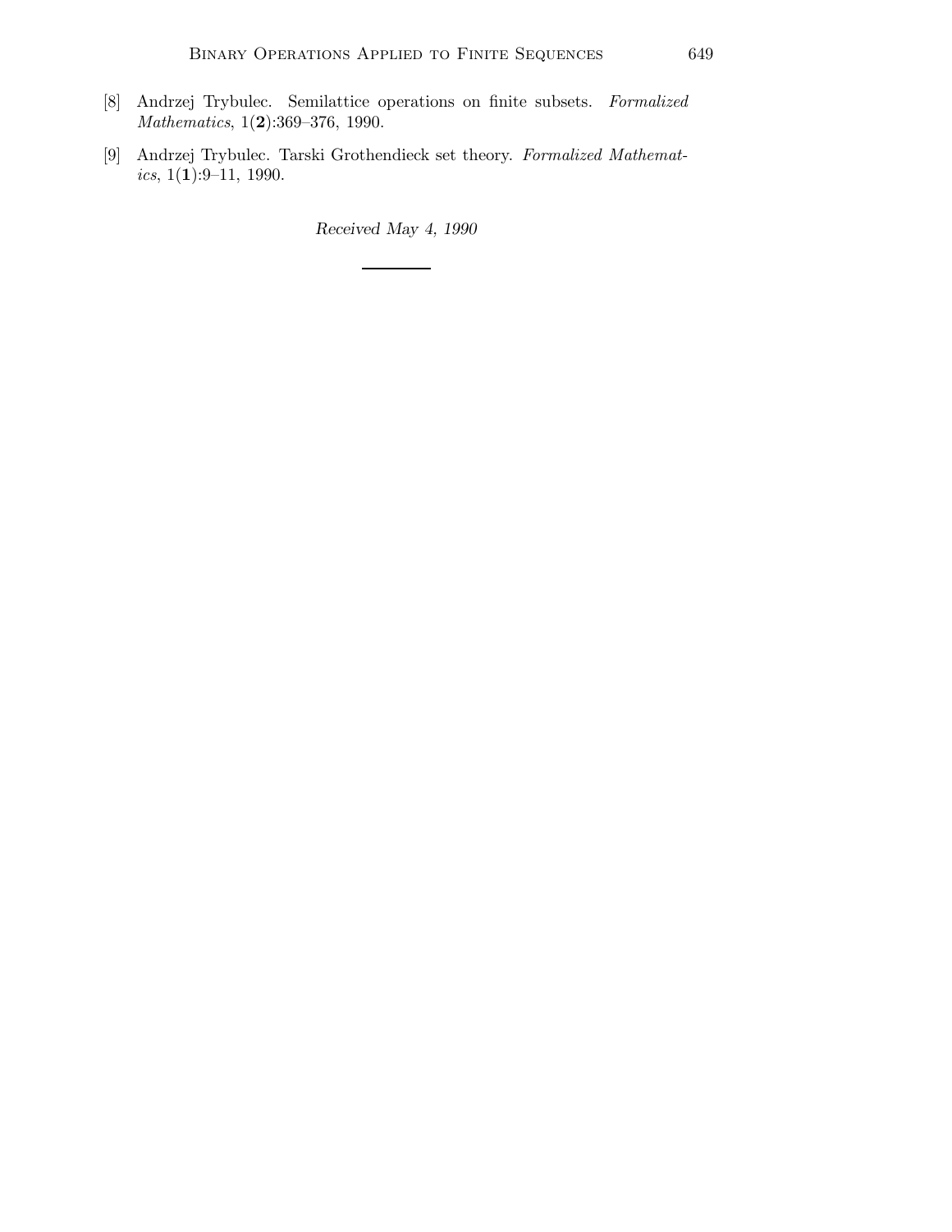[8] Andrzej Trybulec. Semilattice operations on finite subsets. *Formalized Mathematics*, 1(**2**):369–376, 1990.

[9] Andrzej Trybulec. Tarski Grothendieck set theory. *Formalized Mathematics*, 1(**1**):9–11, 1990.

*Received May 4, 1990*